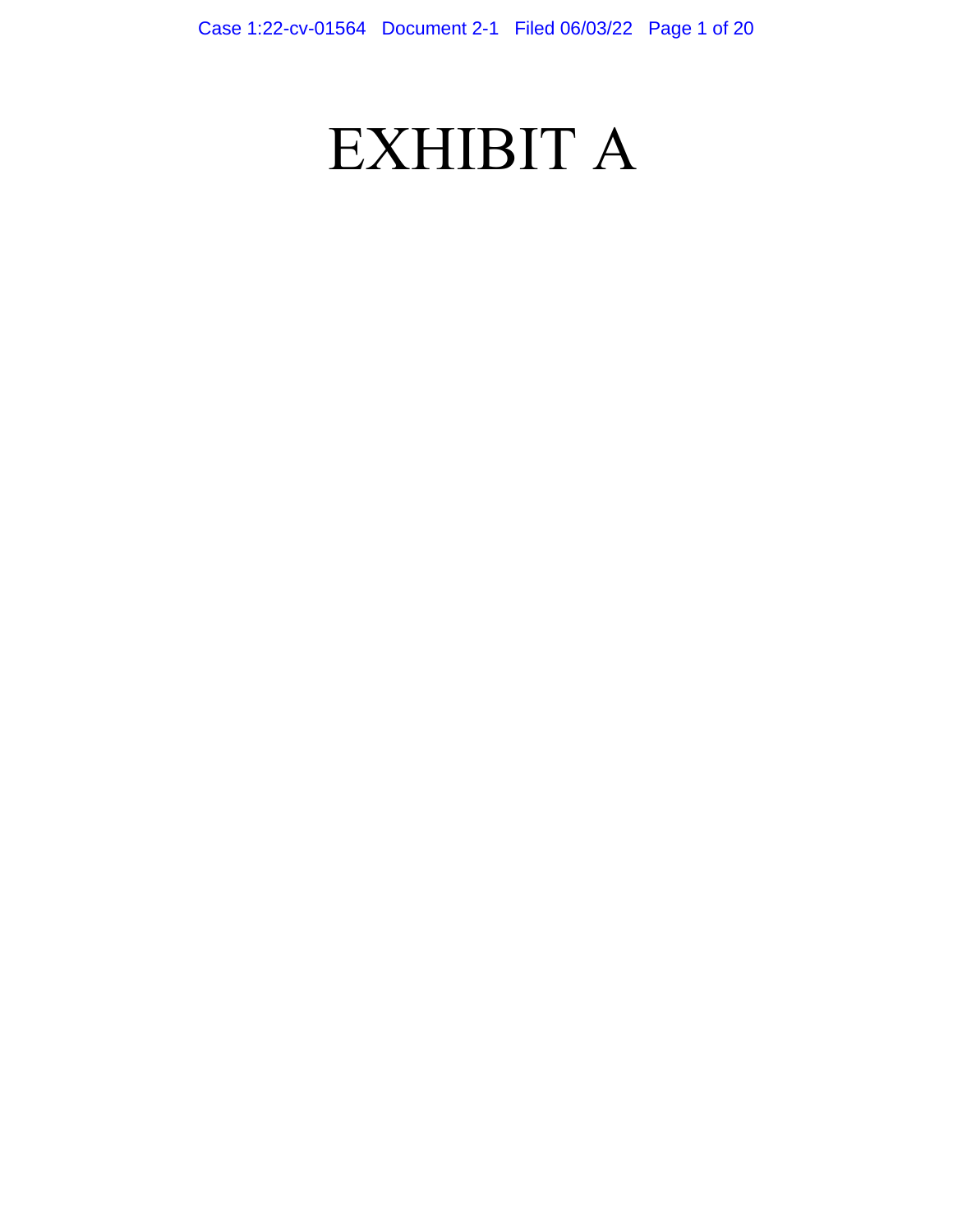# EXHIBIT A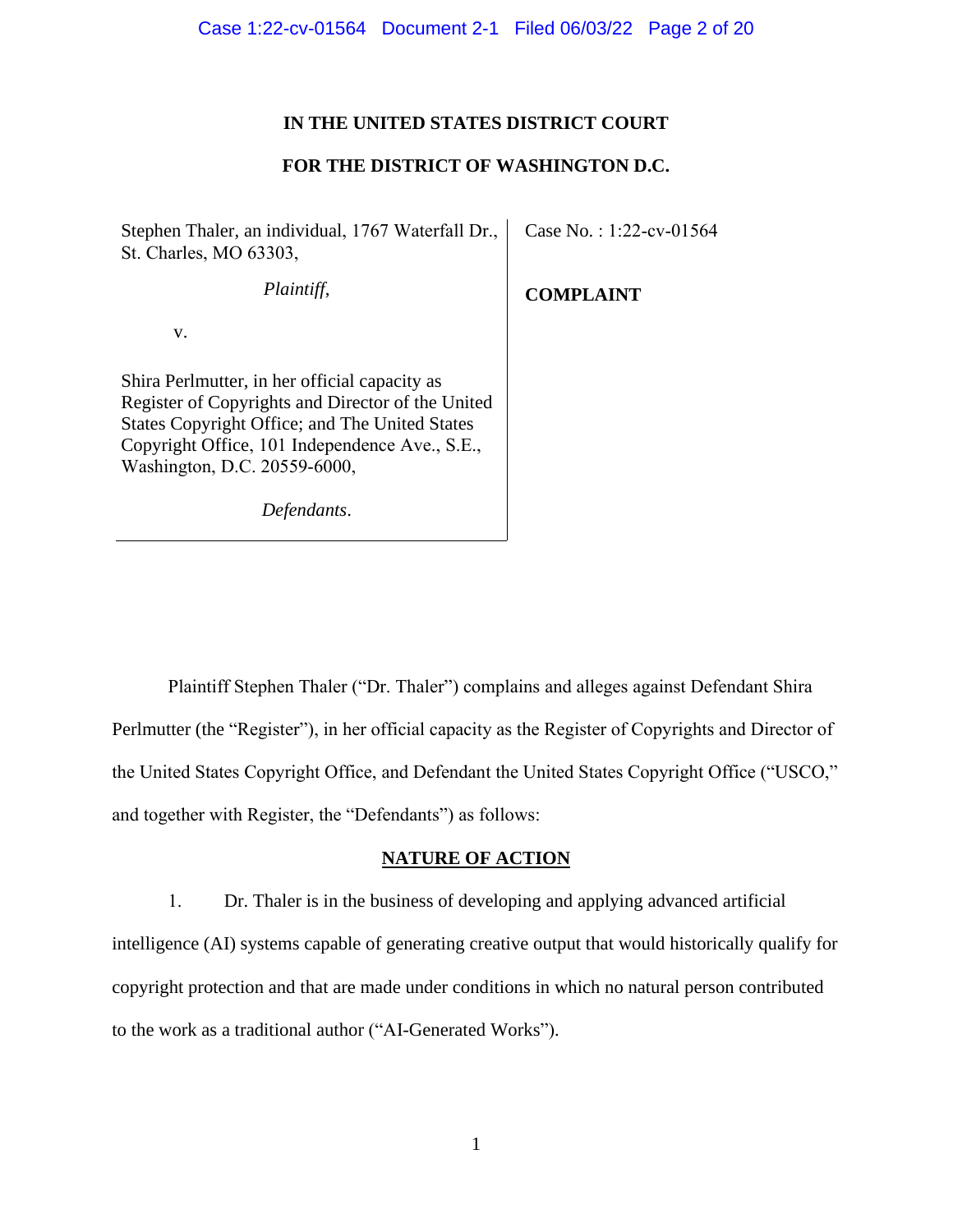**IN THE UNITED STATES DISTRICT COURT**

**FOR THE DISTRICT OF WASHINGTON D.C.**

| | |
|---|---|
| Stephen Thaler, an individual, 1767 Waterfall Dr., St. Charles, MO 63303, | Case No. : 1:22-cv-01564 |
| *Plaintiff*, | **COMPLAINT** |
| v. | |
| Shira Perlmutter, in her official capacity as Register of Copyrights and Director of the United States Copyright Office; and The United States Copyright Office, 101 Independence Ave., S.E., Washington, D.C. 20559-6000, | |
| *Defendants*. | |

Plaintiff Stephen Thaler ("Dr. Thaler") complains and alleges against Defendant Shira Perlmutter (the "Register"), in her official capacity as the Register of Copyrights and Director of the United States Copyright Office, and Defendant the United States Copyright Office ("USCO," and together with Register, the "Defendants") as follows:

## NATURE OF ACTION

1. Dr. Thaler is in the business of developing and applying advanced artificial intelligence (AI) systems capable of generating creative output that would historically qualify for copyright protection and that are made under conditions in which no natural person contributed to the work as a traditional author ("AI-Generated Works").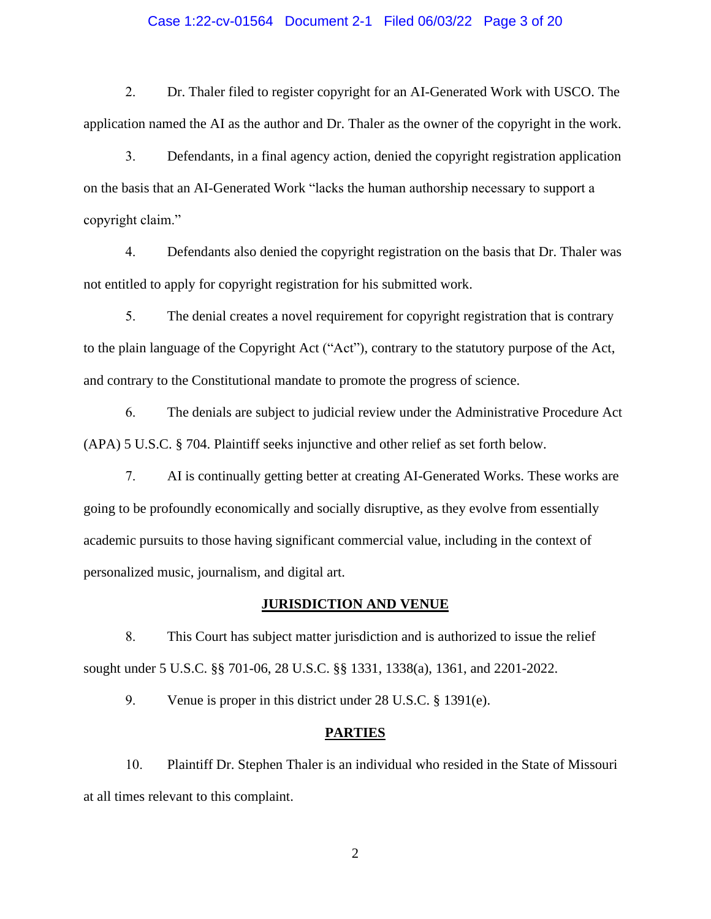2. Dr. Thaler filed to register copyright for an AI-Generated Work with USCO. The application named the AI as the author and Dr. Thaler as the owner of the copyright in the work.

3. Defendants, in a final agency action, denied the copyright registration application on the basis that an AI-Generated Work "lacks the human authorship necessary to support a copyright claim."

4. Defendants also denied the copyright registration on the basis that Dr. Thaler was not entitled to apply for copyright registration for his submitted work.

5. The denial creates a novel requirement for copyright registration that is contrary to the plain language of the Copyright Act ("Act"), contrary to the statutory purpose of the Act, and contrary to the Constitutional mandate to promote the progress of science.

6. The denials are subject to judicial review under the Administrative Procedure Act (APA) 5 U.S.C. § 704. Plaintiff seeks injunctive and other relief as set forth below.

7. AI is continually getting better at creating AI-Generated Works. These works are going to be profoundly economically and socially disruptive, as they evolve from essentially academic pursuits to those having significant commercial value, including in the context of personalized music, journalism, and digital art.

## JURISDICTION AND VENUE

8. This Court has subject matter jurisdiction and is authorized to issue the relief sought under 5 U.S.C. §§ 701-06, 28 U.S.C. §§ 1331, 1338(a), 1361, and 2201-2022.

9. Venue is proper in this district under 28 U.S.C. § 1391(e).

## PARTIES

10. Plaintiff Dr. Stephen Thaler is an individual who resided in the State of Missouri at all times relevant to this complaint.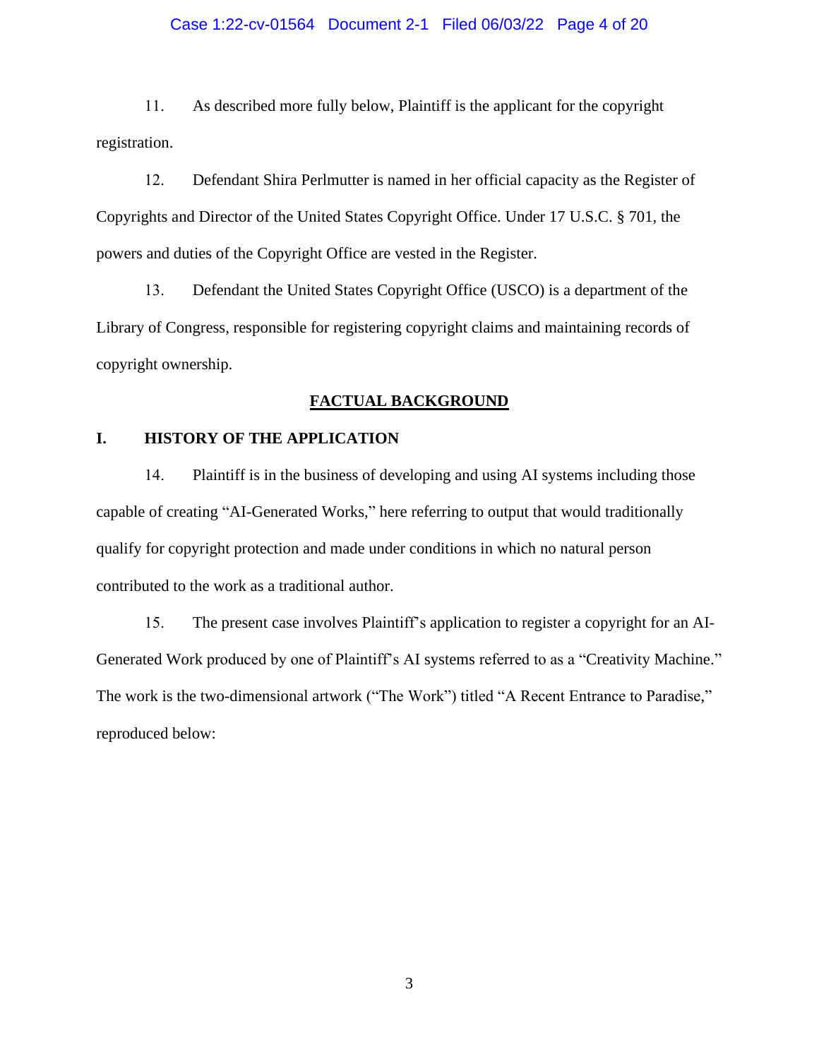11. As described more fully below, Plaintiff is the applicant for the copyright registration.

12. Defendant Shira Perlmutter is named in her official capacity as the Register of Copyrights and Director of the United States Copyright Office. Under 17 U.S.C. § 701, the powers and duties of the Copyright Office are vested in the Register.

13. Defendant the United States Copyright Office (USCO) is a department of the Library of Congress, responsible for registering copyright claims and maintaining records of copyright ownership.

## FACTUAL BACKGROUND

### I. HISTORY OF THE APPLICATION

14. Plaintiff is in the business of developing and using AI systems including those capable of creating "AI-Generated Works," here referring to output that would traditionally qualify for copyright protection and made under conditions in which no natural person contributed to the work as a traditional author.

15. The present case involves Plaintiff's application to register a copyright for an AI-Generated Work produced by one of Plaintiff's AI systems referred to as a "Creativity Machine." The work is the two-dimensional artwork ("The Work") titled "A Recent Entrance to Paradise," reproduced below: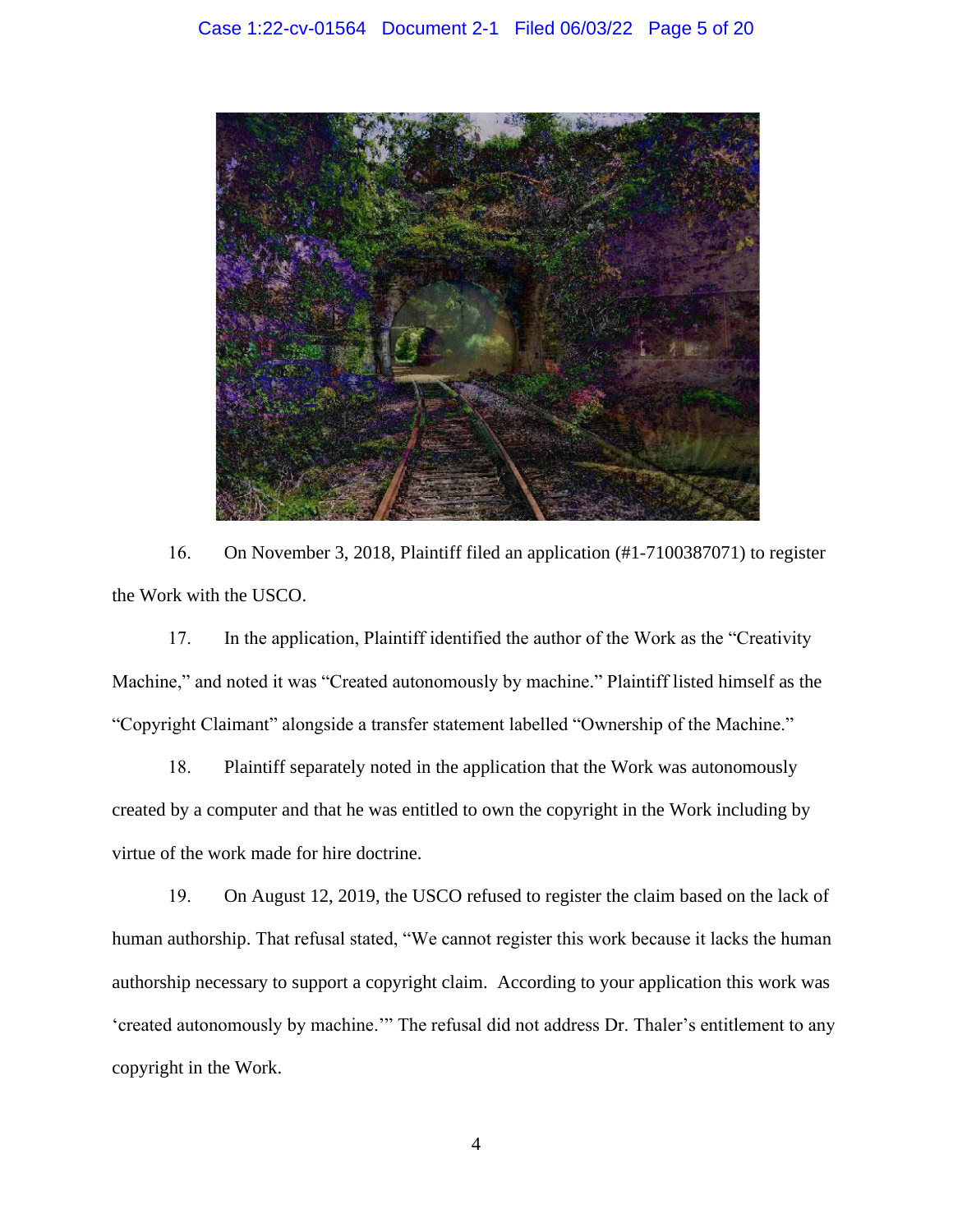16. On November 3, 2018, Plaintiff filed an application (#1-7100387071) to register the Work with the USCO.

17. In the application, Plaintiff identified the author of the Work as the "Creativity Machine," and noted it was "Created autonomously by machine." Plaintiff listed himself as the "Copyright Claimant" alongside a transfer statement labelled "Ownership of the Machine."

18. Plaintiff separately noted in the application that the Work was autonomously created by a computer and that he was entitled to own the copyright in the Work including by virtue of the work made for hire doctrine.

19. On August 12, 2019, the USCO refused to register the claim based on the lack of human authorship. That refusal stated, "We cannot register this work because it lacks the human authorship necessary to support a copyright claim. According to your application this work was 'created autonomously by machine.'" The refusal did not address Dr. Thaler's entitlement to any copyright in the Work.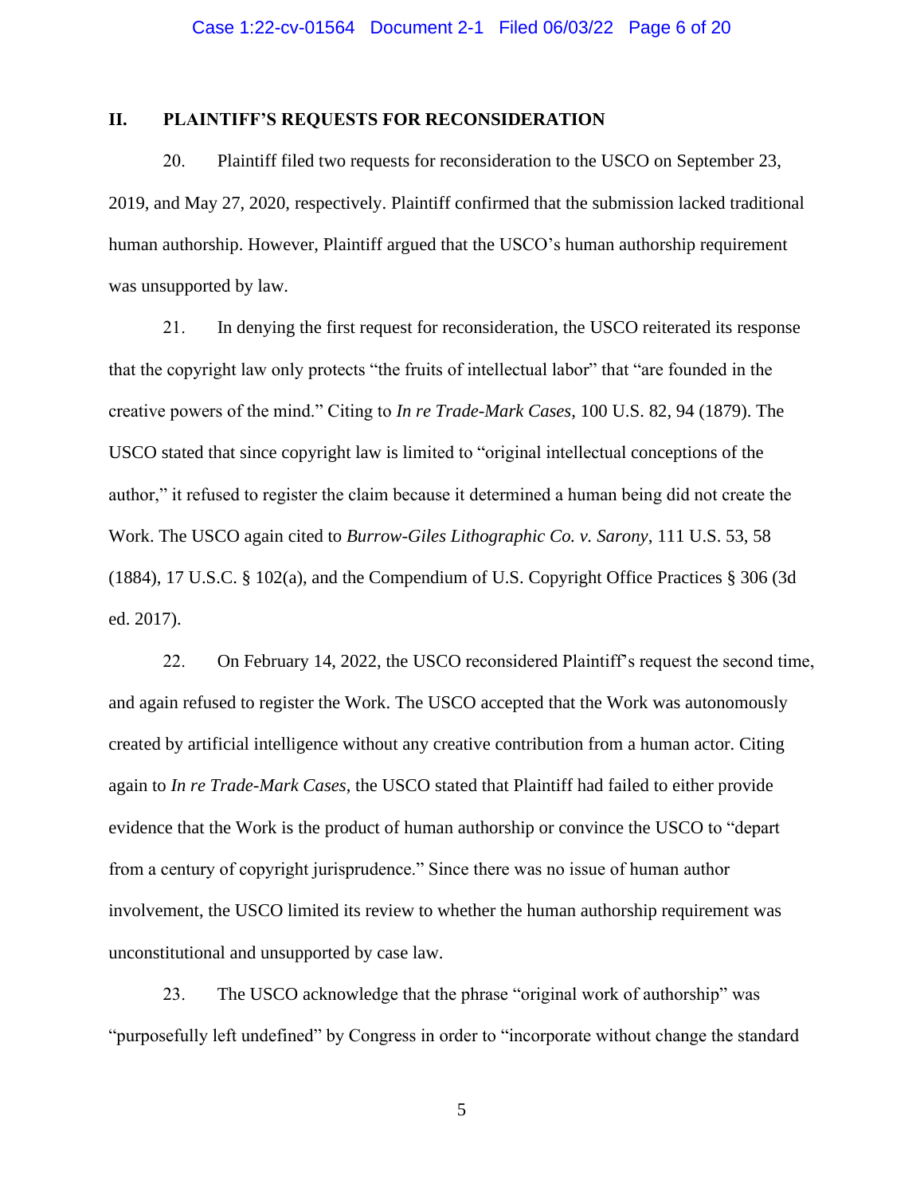## II. PLAINTIFF'S REQUESTS FOR RECONSIDERATION

20. Plaintiff filed two requests for reconsideration to the USCO on September 23, 2019, and May 27, 2020, respectively. Plaintiff confirmed that the submission lacked traditional human authorship. However, Plaintiff argued that the USCO's human authorship requirement was unsupported by law.

21. In denying the first request for reconsideration, the USCO reiterated its response that the copyright law only protects "the fruits of intellectual labor" that "are founded in the creative powers of the mind." Citing to *In re Trade-Mark Cases*, 100 U.S. 82, 94 (1879). The USCO stated that since copyright law is limited to "original intellectual conceptions of the author," it refused to register the claim because it determined a human being did not create the Work. The USCO again cited to *Burrow-Giles Lithographic Co. v. Sarony*, 111 U.S. 53, 58 (1884), 17 U.S.C. § 102(a), and the Compendium of U.S. Copyright Office Practices § 306 (3d ed. 2017).

22. On February 14, 2022, the USCO reconsidered Plaintiff's request the second time, and again refused to register the Work. The USCO accepted that the Work was autonomously created by artificial intelligence without any creative contribution from a human actor. Citing again to *In re Trade-Mark Cases*, the USCO stated that Plaintiff had failed to either provide evidence that the Work is the product of human authorship or convince the USCO to "depart from a century of copyright jurisprudence." Since there was no issue of human author involvement, the USCO limited its review to whether the human authorship requirement was unconstitutional and unsupported by case law.

23. The USCO acknowledge that the phrase "original work of authorship" was "purposefully left undefined" by Congress in order to "incorporate without change the standard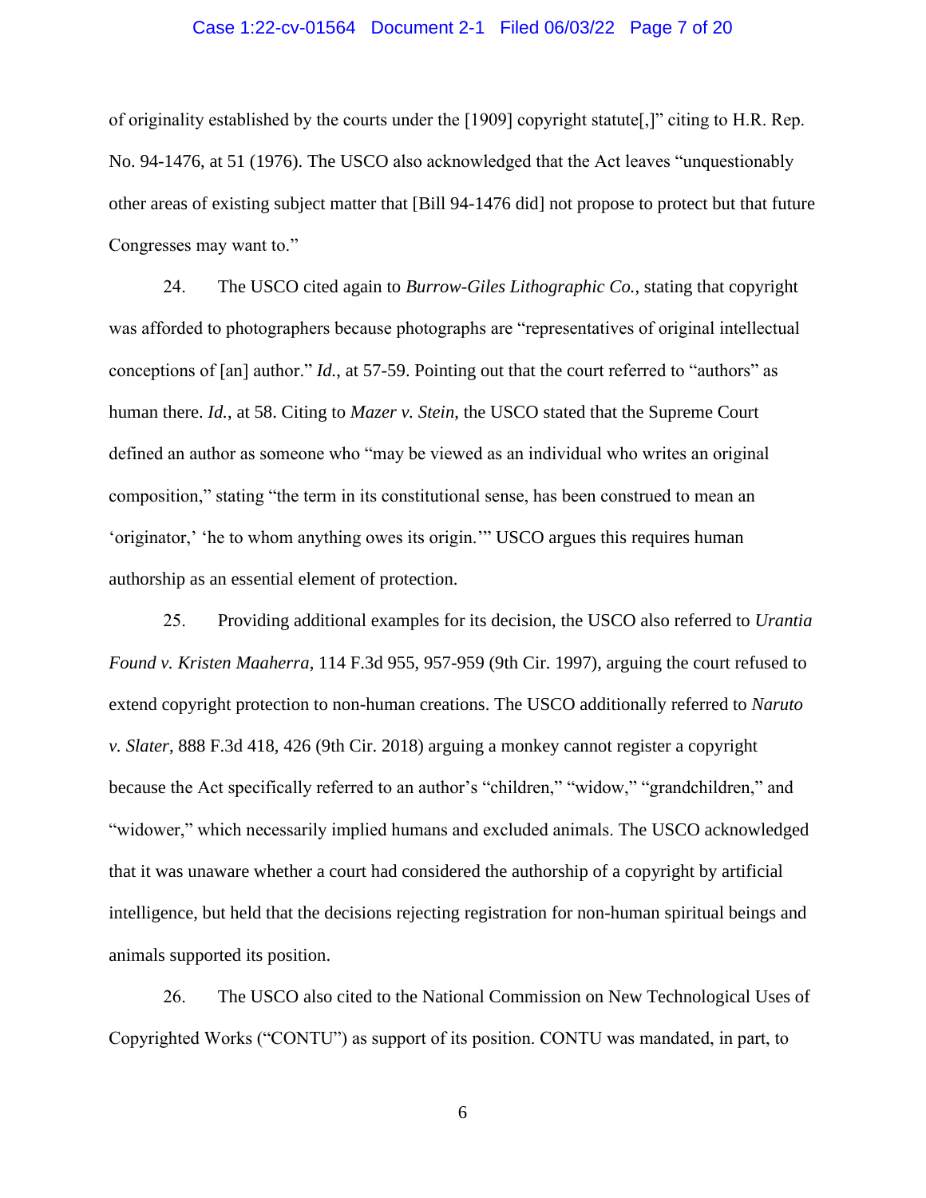of originality established by the courts under the [1909] copyright statute[,]" citing to H.R. Rep. No. 94-1476, at 51 (1976). The USCO also acknowledged that the Act leaves "unquestionably other areas of existing subject matter that [Bill 94-1476 did] not propose to protect but that future Congresses may want to."

24. The USCO cited again to *Burrow-Giles Lithographic Co.*, stating that copyright was afforded to photographers because photographs are "representatives of original intellectual conceptions of [an] author." *Id.*, at 57-59. Pointing out that the court referred to "authors" as human there. *Id.*, at 58. Citing to *Mazer v. Stein*, the USCO stated that the Supreme Court defined an author as someone who "may be viewed as an individual who writes an original composition," stating "the term in its constitutional sense, has been construed to mean an 'originator,' 'he to whom anything owes its origin.'" USCO argues this requires human authorship as an essential element of protection.

25. Providing additional examples for its decision, the USCO also referred to *Urantia Found v. Kristen Maaherra*, 114 F.3d 955, 957-959 (9th Cir. 1997), arguing the court refused to extend copyright protection to non-human creations. The USCO additionally referred to *Naruto v. Slater*, 888 F.3d 418, 426 (9th Cir. 2018) arguing a monkey cannot register a copyright because the Act specifically referred to an author's "children," "widow," "grandchildren," and "widower," which necessarily implied humans and excluded animals. The USCO acknowledged that it was unaware whether a court had considered the authorship of a copyright by artificial intelligence, but held that the decisions rejecting registration for non-human spiritual beings and animals supported its position.

26. The USCO also cited to the National Commission on New Technological Uses of Copyrighted Works ("CONTU") as support of its position. CONTU was mandated, in part, to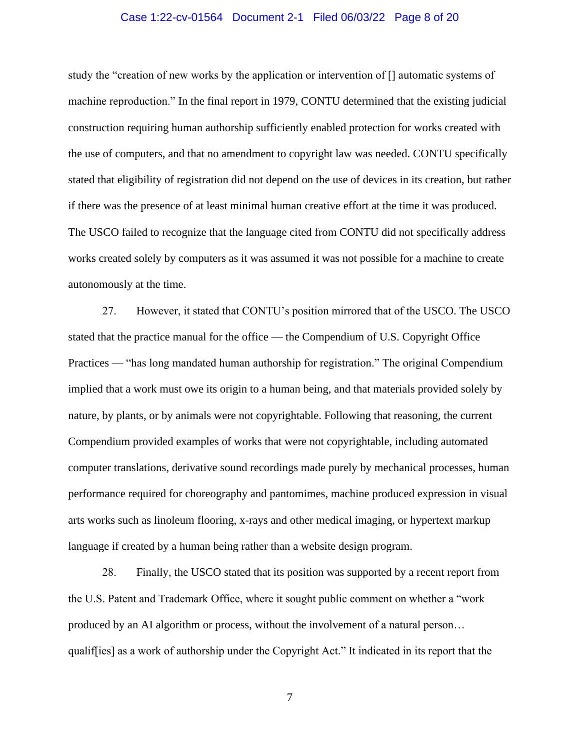study the "creation of new works by the application or intervention of [] automatic systems of machine reproduction." In the final report in 1979, CONTU determined that the existing judicial construction requiring human authorship sufficiently enabled protection for works created with the use of computers, and that no amendment to copyright law was needed. CONTU specifically stated that eligibility of registration did not depend on the use of devices in its creation, but rather if there was the presence of at least minimal human creative effort at the time it was produced. The USCO failed to recognize that the language cited from CONTU did not specifically address works created solely by computers as it was assumed it was not possible for a machine to create autonomously at the time.

27. However, it stated that CONTU's position mirrored that of the USCO. The USCO stated that the practice manual for the office — the Compendium of U.S. Copyright Office Practices — "has long mandated human authorship for registration." The original Compendium implied that a work must owe its origin to a human being, and that materials provided solely by nature, by plants, or by animals were not copyrightable. Following that reasoning, the current Compendium provided examples of works that were not copyrightable, including automated computer translations, derivative sound recordings made purely by mechanical processes, human performance required for choreography and pantomimes, machine produced expression in visual arts works such as linoleum flooring, x-rays and other medical imaging, or hypertext markup language if created by a human being rather than a website design program.

28. Finally, the USCO stated that its position was supported by a recent report from the U.S. Patent and Trademark Office, where it sought public comment on whether a "work produced by an AI algorithm or process, without the involvement of a natural person… qualif[ies] as a work of authorship under the Copyright Act." It indicated in its report that the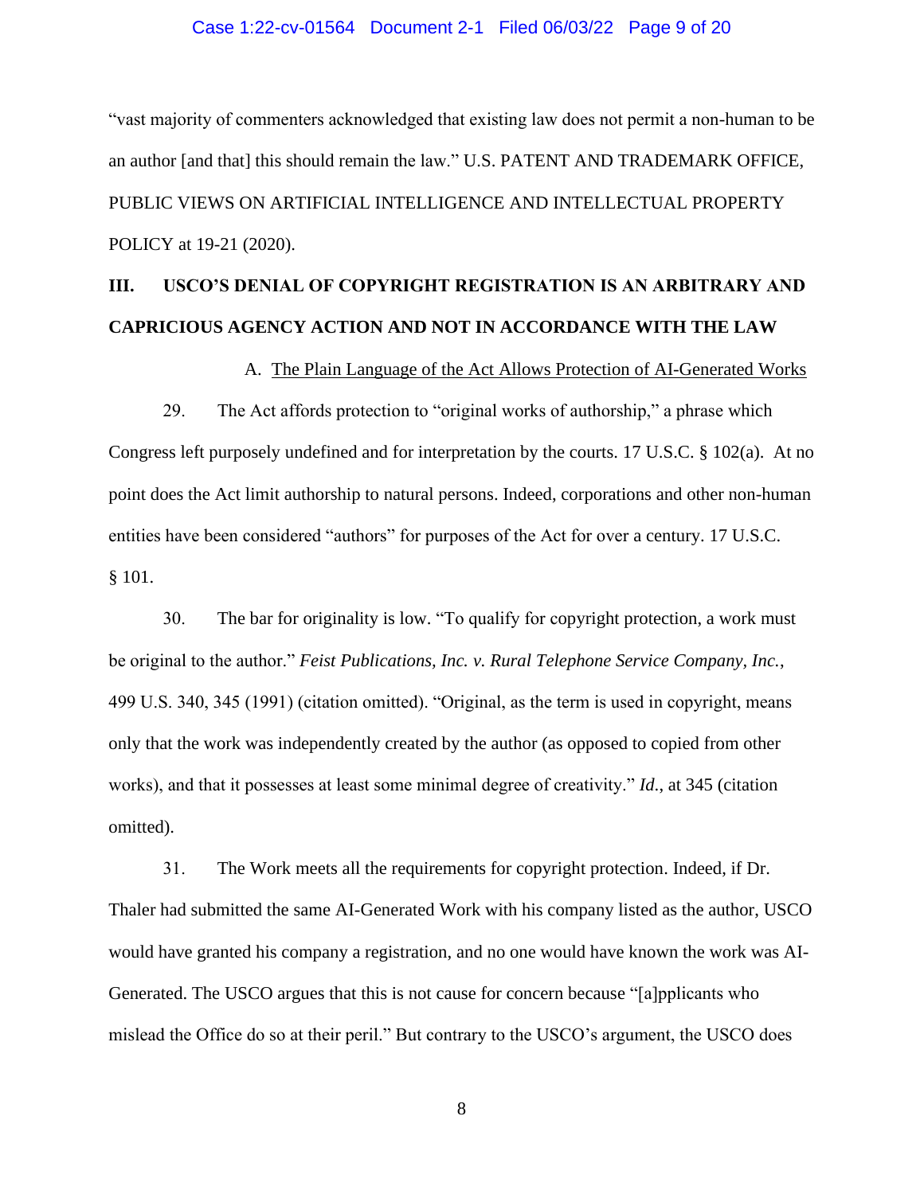"vast majority of commenters acknowledged that existing law does not permit a non-human to be an author [and that] this should remain the law." U.S. PATENT AND TRADEMARK OFFICE, PUBLIC VIEWS ON ARTIFICIAL INTELLIGENCE AND INTELLECTUAL PROPERTY POLICY at 19-21 (2020).

## III. USCO'S DENIAL OF COPYRIGHT REGISTRATION IS AN ARBITRARY AND CAPRICIOUS AGENCY ACTION AND NOT IN ACCORDANCE WITH THE LAW

### A. The Plain Language of the Act Allows Protection of AI-Generated Works

29. The Act affords protection to "original works of authorship," a phrase which Congress left purposely undefined and for interpretation by the courts. 17 U.S.C. § 102(a). At no point does the Act limit authorship to natural persons. Indeed, corporations and other non-human entities have been considered "authors" for purposes of the Act for over a century. 17 U.S.C. § 101.

30. The bar for originality is low. "To qualify for copyright protection, a work must be original to the author." *Feist Publications, Inc. v. Rural Telephone Service Company, Inc.*, 499 U.S. 340, 345 (1991) (citation omitted). "Original, as the term is used in copyright, means only that the work was independently created by the author (as opposed to copied from other works), and that it possesses at least some minimal degree of creativity." *Id.*, at 345 (citation omitted).

31. The Work meets all the requirements for copyright protection. Indeed, if Dr. Thaler had submitted the same AI-Generated Work with his company listed as the author, USCO would have granted his company a registration, and no one would have known the work was AI-Generated. The USCO argues that this is not cause for concern because "[a]pplicants who mislead the Office do so at their peril." But contrary to the USCO's argument, the USCO does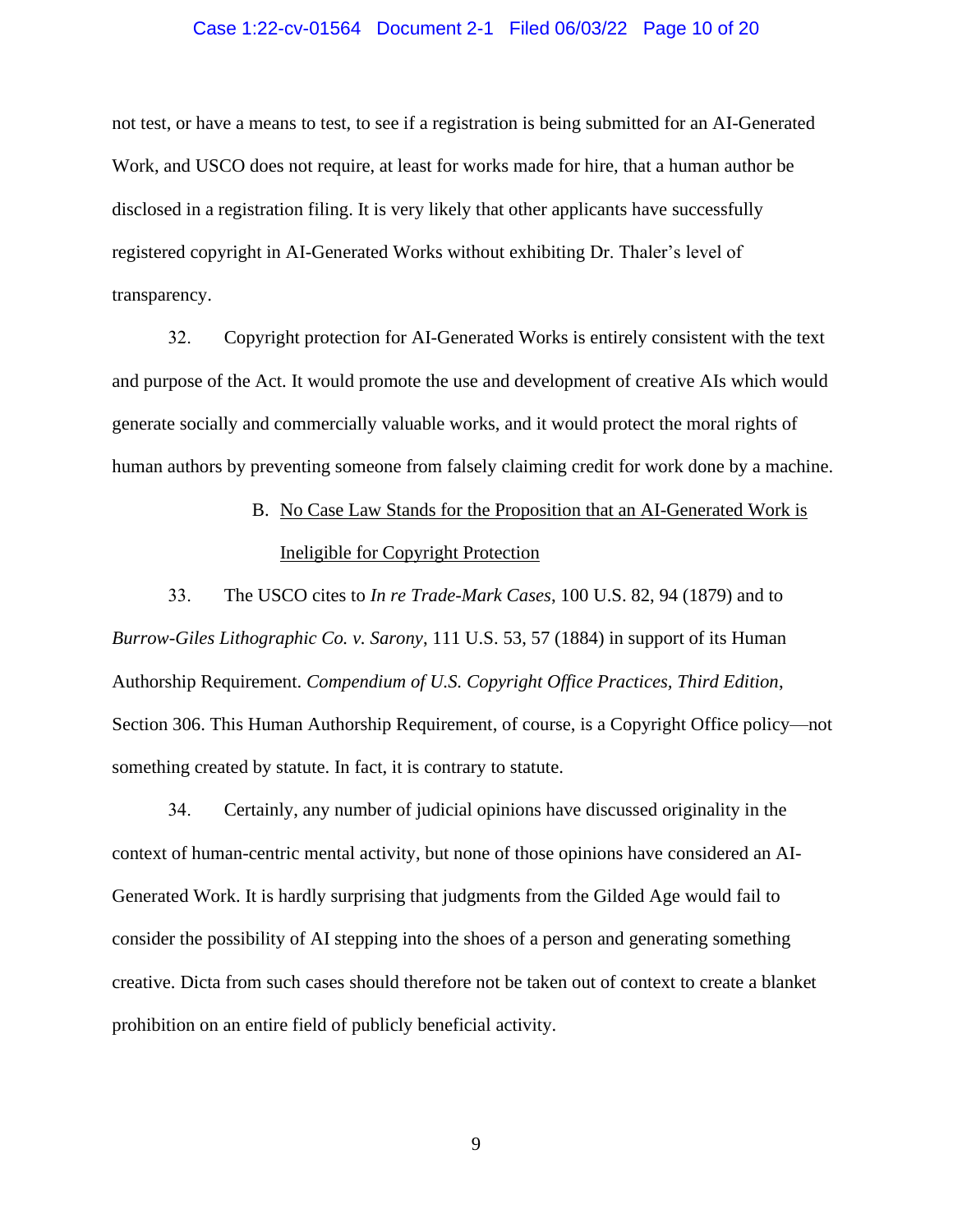not test, or have a means to test, to see if a registration is being submitted for an AI-Generated Work, and USCO does not require, at least for works made for hire, that a human author be disclosed in a registration filing. It is very likely that other applicants have successfully registered copyright in AI-Generated Works without exhibiting Dr. Thaler's level of transparency.

32. Copyright protection for AI-Generated Works is entirely consistent with the text and purpose of the Act. It would promote the use and development of creative AIs which would generate socially and commercially valuable works, and it would protect the moral rights of human authors by preventing someone from falsely claiming credit for work done by a machine.

### B. <u>No Case Law Stands for the Proposition that an AI-Generated Work is Ineligible for Copyright Protection</u>

33. The USCO cites to *In re Trade-Mark Cases*, 100 U.S. 82, 94 (1879) and to *Burrow-Giles Lithographic Co. v. Sarony*, 111 U.S. 53, 57 (1884) in support of its Human Authorship Requirement. *Compendium of U.S. Copyright Office Practices, Third Edition*, Section 306. This Human Authorship Requirement, of course, is a Copyright Office policy—not something created by statute. In fact, it is contrary to statute.

34. Certainly, any number of judicial opinions have discussed originality in the context of human-centric mental activity, but none of those opinions have considered an AI-Generated Work. It is hardly surprising that judgments from the Gilded Age would fail to consider the possibility of AI stepping into the shoes of a person and generating something creative. Dicta from such cases should therefore not be taken out of context to create a blanket prohibition on an entire field of publicly beneficial activity.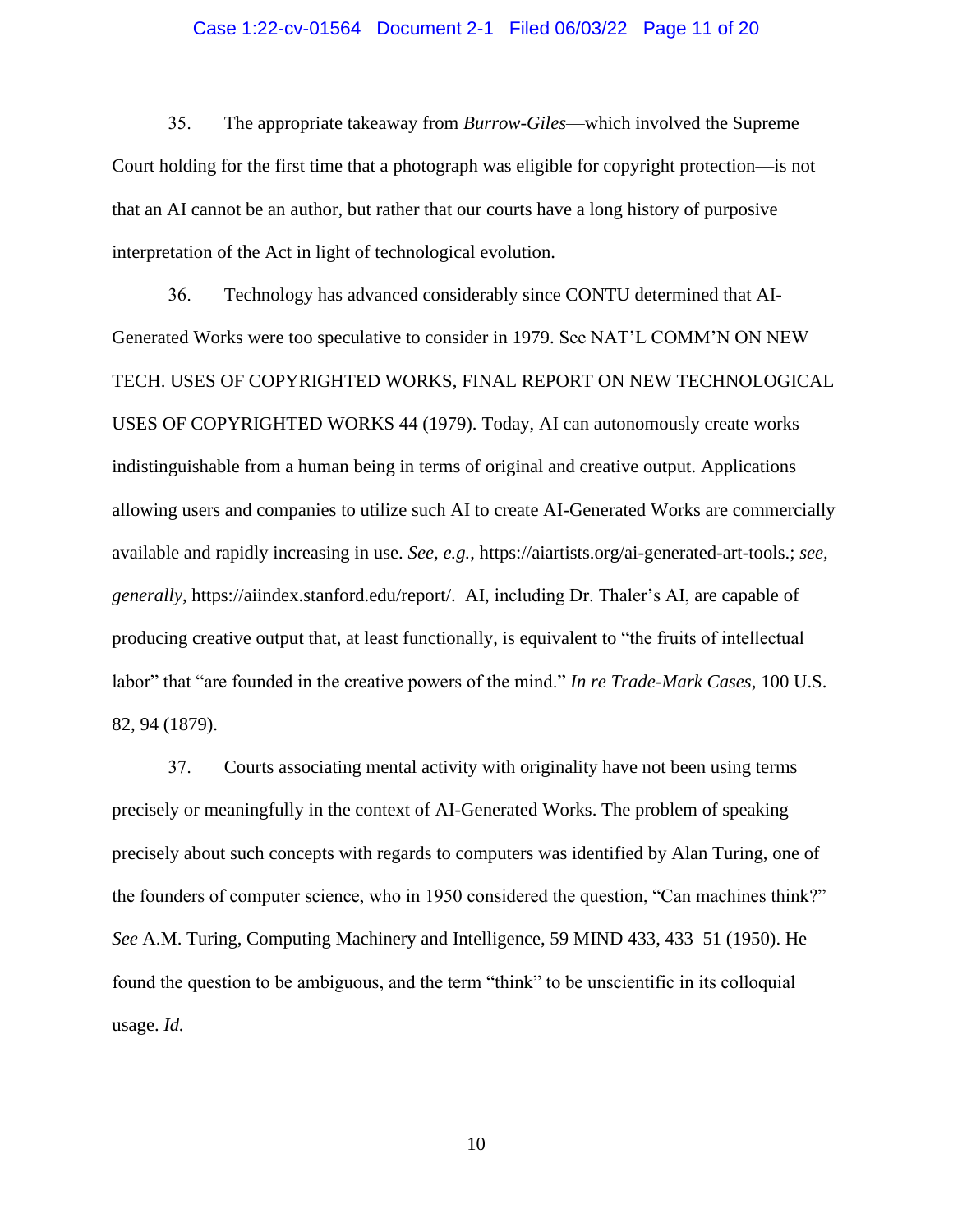35. The appropriate takeaway from *Burrow-Giles*—which involved the Supreme Court holding for the first time that a photograph was eligible for copyright protection—is not that an AI cannot be an author, but rather that our courts have a long history of purposive interpretation of the Act in light of technological evolution.

36. Technology has advanced considerably since CONTU determined that AI-Generated Works were too speculative to consider in 1979. See NAT'L COMM'N ON NEW TECH. USES OF COPYRIGHTED WORKS, FINAL REPORT ON NEW TECHNOLOGICAL USES OF COPYRIGHTED WORKS 44 (1979). Today, AI can autonomously create works indistinguishable from a human being in terms of original and creative output. Applications allowing users and companies to utilize such AI to create AI-Generated Works are commercially available and rapidly increasing in use. *See, e.g.*, https://aiartists.org/ai-generated-art-tools.; *see, generally*, https://aiindex.stanford.edu/report/. AI, including Dr. Thaler's AI, are capable of producing creative output that, at least functionally, is equivalent to "the fruits of intellectual labor" that "are founded in the creative powers of the mind." *In re Trade-Mark Cases*, 100 U.S. 82, 94 (1879).

37. Courts associating mental activity with originality have not been using terms precisely or meaningfully in the context of AI-Generated Works. The problem of speaking precisely about such concepts with regards to computers was identified by Alan Turing, one of the founders of computer science, who in 1950 considered the question, "Can machines think?" *See* A.M. Turing, Computing Machinery and Intelligence, 59 MIND 433, 433–51 (1950). He found the question to be ambiguous, and the term "think" to be unscientific in its colloquial usage. *Id.*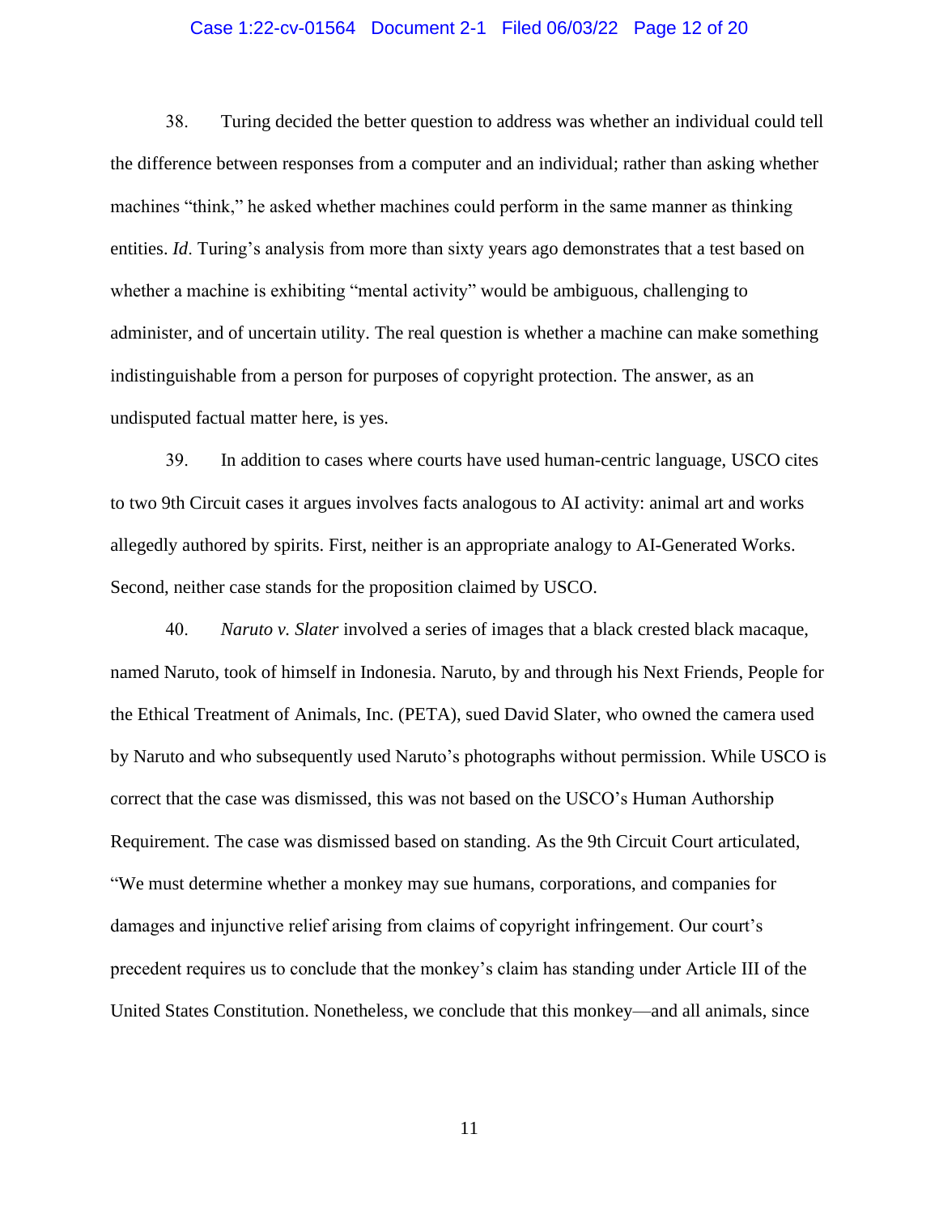38. Turing decided the better question to address was whether an individual could tell the difference between responses from a computer and an individual; rather than asking whether machines "think," he asked whether machines could perform in the same manner as thinking entities. *Id*. Turing's analysis from more than sixty years ago demonstrates that a test based on whether a machine is exhibiting "mental activity" would be ambiguous, challenging to administer, and of uncertain utility. The real question is whether a machine can make something indistinguishable from a person for purposes of copyright protection. The answer, as an undisputed factual matter here, is yes.

39. In addition to cases where courts have used human-centric language, USCO cites to two 9th Circuit cases it argues involves facts analogous to AI activity: animal art and works allegedly authored by spirits. First, neither is an appropriate analogy to AI-Generated Works. Second, neither case stands for the proposition claimed by USCO.

40. *Naruto v. Slater* involved a series of images that a black crested black macaque, named Naruto, took of himself in Indonesia. Naruto, by and through his Next Friends, People for the Ethical Treatment of Animals, Inc. (PETA), sued David Slater, who owned the camera used by Naruto and who subsequently used Naruto's photographs without permission. While USCO is correct that the case was dismissed, this was not based on the USCO's Human Authorship Requirement. The case was dismissed based on standing. As the 9th Circuit Court articulated, "We must determine whether a monkey may sue humans, corporations, and companies for damages and injunctive relief arising from claims of copyright infringement. Our court's precedent requires us to conclude that the monkey's claim has standing under Article III of the United States Constitution. Nonetheless, we conclude that this monkey—and all animals, since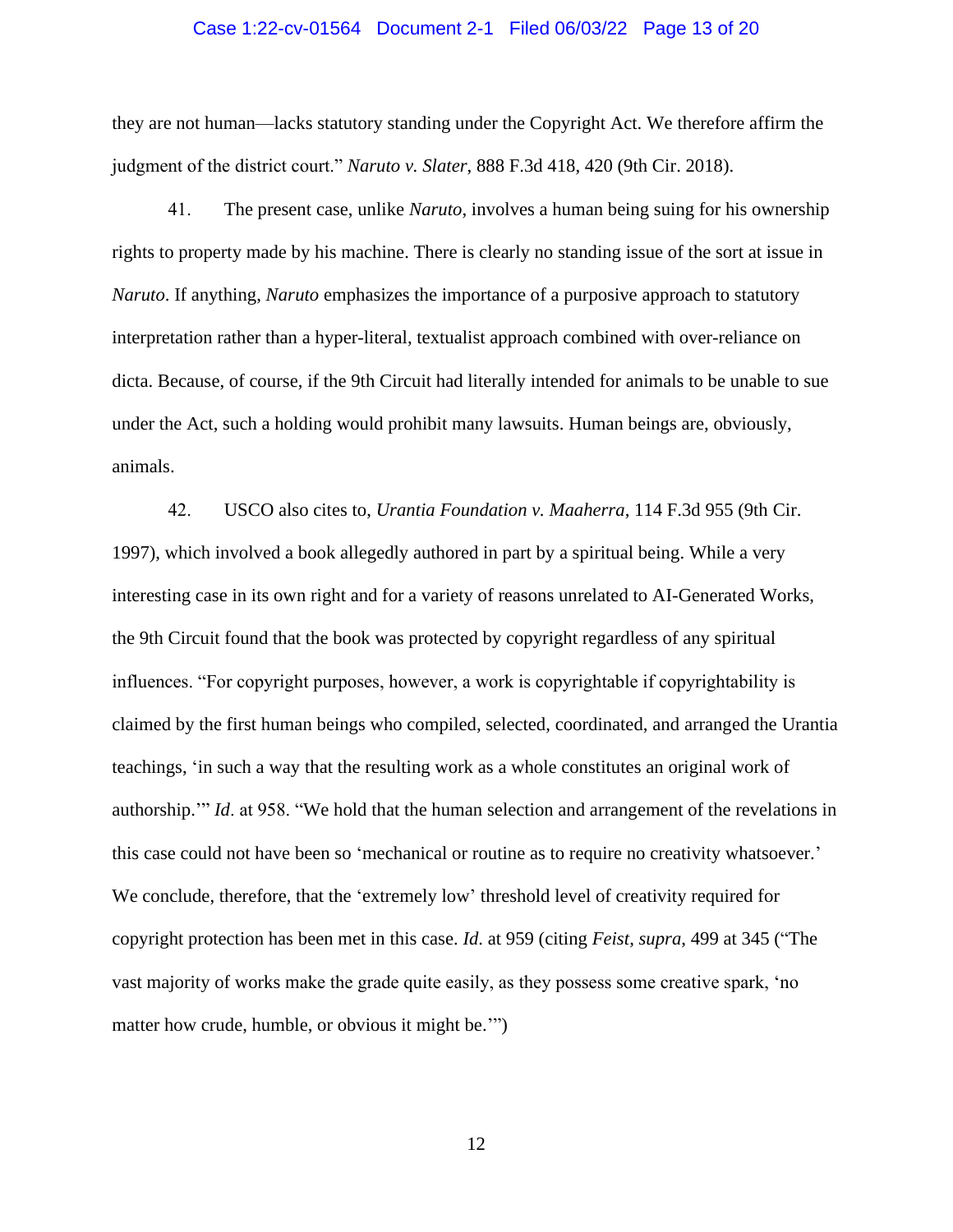they are not human—lacks statutory standing under the Copyright Act. We therefore affirm the judgment of the district court." *Naruto v. Slater*, 888 F.3d 418, 420 (9th Cir. 2018).

41. The present case, unlike *Naruto*, involves a human being suing for his ownership rights to property made by his machine. There is clearly no standing issue of the sort at issue in *Naruto*. If anything, *Naruto* emphasizes the importance of a purposive approach to statutory interpretation rather than a hyper-literal, textualist approach combined with over-reliance on dicta. Because, of course, if the 9th Circuit had literally intended for animals to be unable to sue under the Act, such a holding would prohibit many lawsuits. Human beings are, obviously, animals.

42. USCO also cites to, *Urantia Foundation v. Maaherra*, 114 F.3d 955 (9th Cir. 1997), which involved a book allegedly authored in part by a spiritual being. While a very interesting case in its own right and for a variety of reasons unrelated to AI-Generated Works, the 9th Circuit found that the book was protected by copyright regardless of any spiritual influences. "For copyright purposes, however, a work is copyrightable if copyrightability is claimed by the first human beings who compiled, selected, coordinated, and arranged the Urantia teachings, 'in such a way that the resulting work as a whole constitutes an original work of authorship.'" *Id*. at 958. "We hold that the human selection and arrangement of the revelations in this case could not have been so 'mechanical or routine as to require no creativity whatsoever.' We conclude, therefore, that the 'extremely low' threshold level of creativity required for copyright protection has been met in this case. *Id*. at 959 (citing *Feist*, *supra*, 499 at 345 ("The vast majority of works make the grade quite easily, as they possess some creative spark, 'no matter how crude, humble, or obvious it might be.'")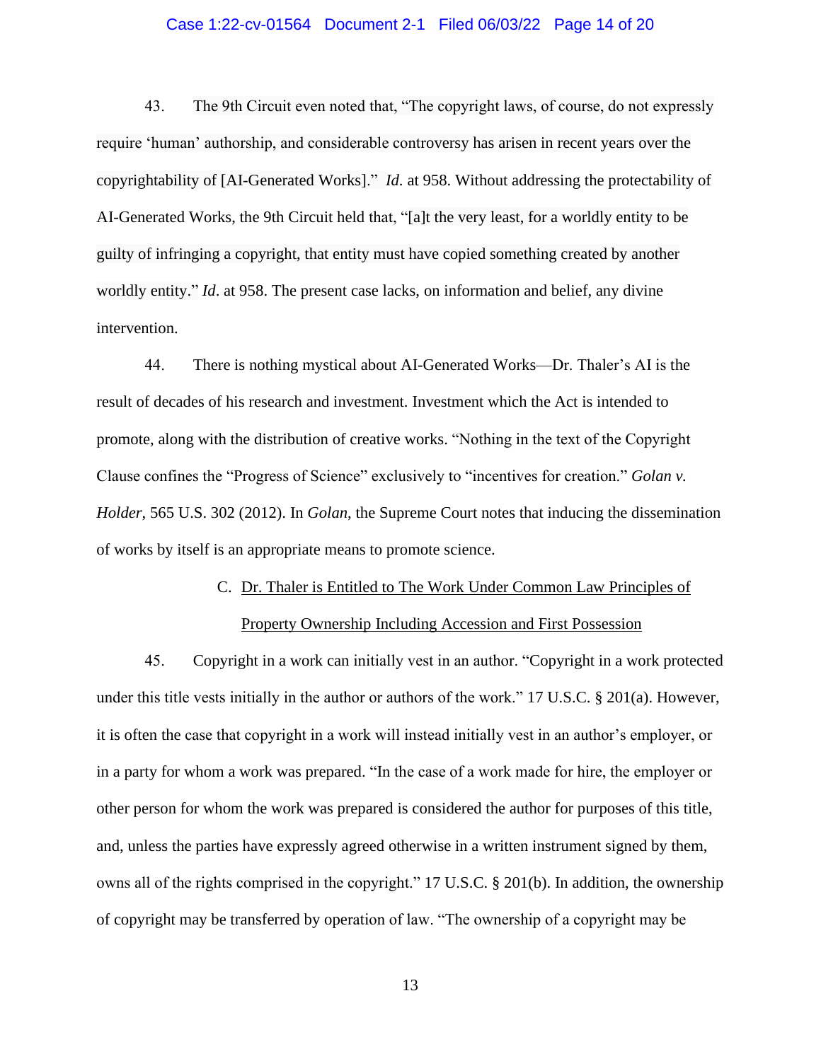43. The 9th Circuit even noted that, "The copyright laws, of course, do not expressly require 'human' authorship, and considerable controversy has arisen in recent years over the copyrightability of [AI-Generated Works]." *Id*. at 958. Without addressing the protectability of AI-Generated Works, the 9th Circuit held that, "[a]t the very least, for a worldly entity to be guilty of infringing a copyright, that entity must have copied something created by another worldly entity." *Id*. at 958. The present case lacks, on information and belief, any divine intervention.

44. There is nothing mystical about AI-Generated Works—Dr. Thaler's AI is the result of decades of his research and investment. Investment which the Act is intended to promote, along with the distribution of creative works. "Nothing in the text of the Copyright Clause confines the "Progress of Science" exclusively to "incentives for creation." *Golan v. Holder*, 565 U.S. 302 (2012). In *Golan*, the Supreme Court notes that inducing the dissemination of works by itself is an appropriate means to promote science.

C. <u>Dr. Thaler is Entitled to The Work Under Common Law Principles of Property Ownership Including Accession and First Possession</u>

45. Copyright in a work can initially vest in an author. "Copyright in a work protected under this title vests initially in the author or authors of the work." 17 U.S.C. § 201(a). However, it is often the case that copyright in a work will instead initially vest in an author's employer, or in a party for whom a work was prepared. "In the case of a work made for hire, the employer or other person for whom the work was prepared is considered the author for purposes of this title, and, unless the parties have expressly agreed otherwise in a written instrument signed by them, owns all of the rights comprised in the copyright." 17 U.S.C. § 201(b). In addition, the ownership of copyright may be transferred by operation of law. "The ownership of a copyright may be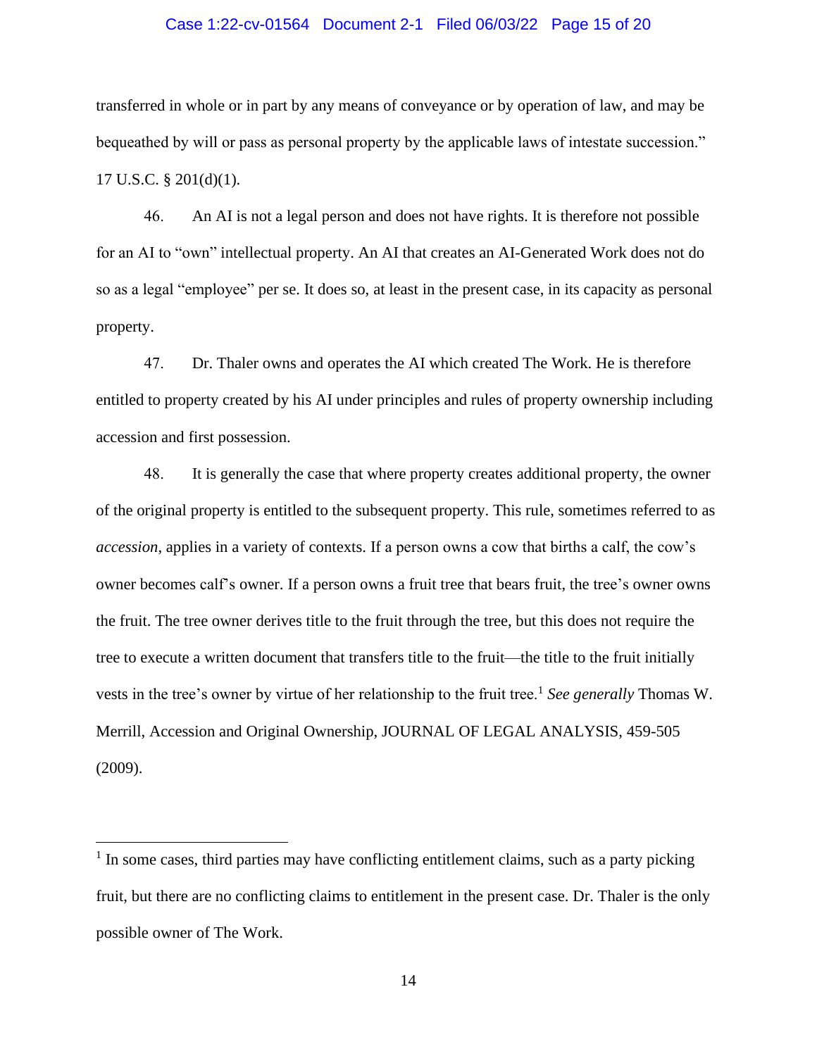transferred in whole or in part by any means of conveyance or by operation of law, and may be bequeathed by will or pass as personal property by the applicable laws of intestate succession." 17 U.S.C. § 201(d)(1).

46. An AI is not a legal person and does not have rights. It is therefore not possible for an AI to "own" intellectual property. An AI that creates an AI-Generated Work does not do so as a legal "employee" per se. It does so, at least in the present case, in its capacity as personal property.

47. Dr. Thaler owns and operates the AI which created The Work. He is therefore entitled to property created by his AI under principles and rules of property ownership including accession and first possession.

48. It is generally the case that where property creates additional property, the owner of the original property is entitled to the subsequent property. This rule, sometimes referred to as *accession*, applies in a variety of contexts. If a person owns a cow that births a calf, the cow's owner becomes calf's owner. If a person owns a fruit tree that bears fruit, the tree's owner owns the fruit. The tree owner derives title to the fruit through the tree, but this does not require the tree to execute a written document that transfers title to the fruit—the title to the fruit initially vests in the tree's owner by virtue of her relationship to the fruit tree.[1] *See generally* Thomas W. Merrill, Accession and Original Ownership, JOURNAL OF LEGAL ANALYSIS, 459-505 (2009).

---

[1] In some cases, third parties may have conflicting entitlement claims, such as a party picking fruit, but there are no conflicting claims to entitlement in the present case. Dr. Thaler is the only possible owner of The Work.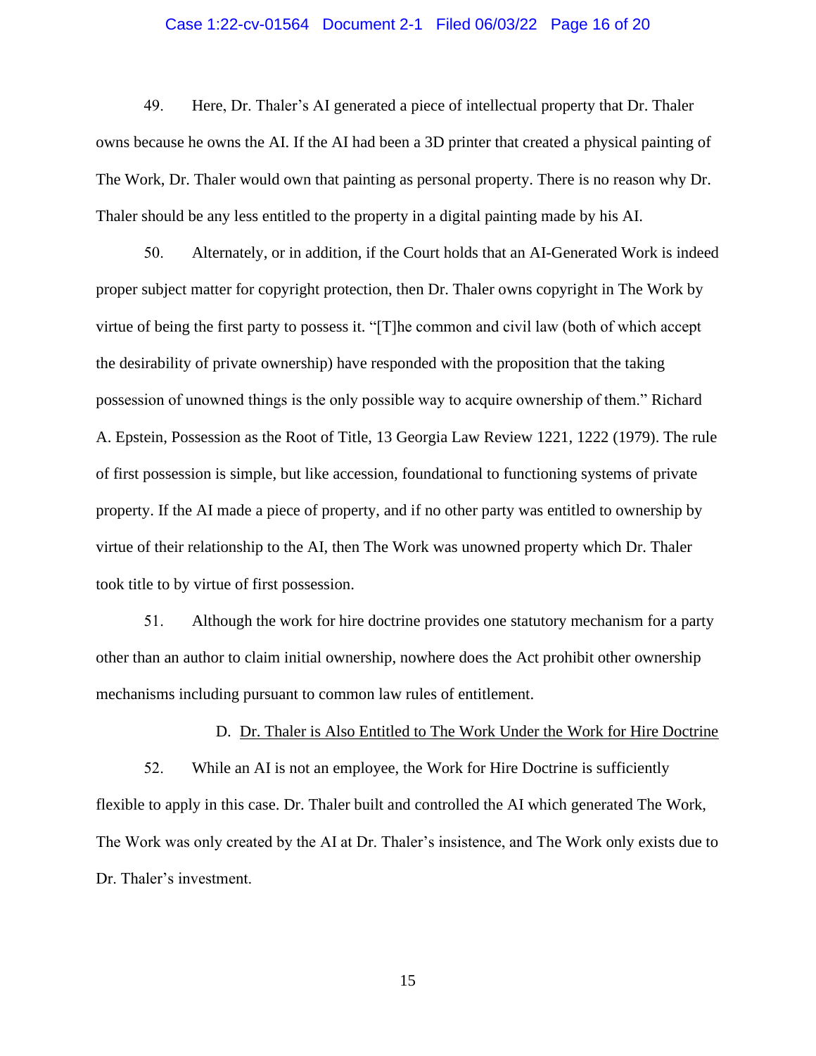49. Here, Dr. Thaler's AI generated a piece of intellectual property that Dr. Thaler owns because he owns the AI. If the AI had been a 3D printer that created a physical painting of The Work, Dr. Thaler would own that painting as personal property. There is no reason why Dr. Thaler should be any less entitled to the property in a digital painting made by his AI.

50. Alternately, or in addition, if the Court holds that an AI-Generated Work is indeed proper subject matter for copyright protection, then Dr. Thaler owns copyright in The Work by virtue of being the first party to possess it. "[T]he common and civil law (both of which accept the desirability of private ownership) have responded with the proposition that the taking possession of unowned things is the only possible way to acquire ownership of them." Richard A. Epstein, Possession as the Root of Title, 13 Georgia Law Review 1221, 1222 (1979). The rule of first possession is simple, but like accession, foundational to functioning systems of private property. If the AI made a piece of property, and if no other party was entitled to ownership by virtue of their relationship to the AI, then The Work was unowned property which Dr. Thaler took title to by virtue of first possession.

51. Although the work for hire doctrine provides one statutory mechanism for a party other than an author to claim initial ownership, nowhere does the Act prohibit other ownership mechanisms including pursuant to common law rules of entitlement.

### D. Dr. Thaler is Also Entitled to The Work Under the Work for Hire Doctrine

52. While an AI is not an employee, the Work for Hire Doctrine is sufficiently flexible to apply in this case. Dr. Thaler built and controlled the AI which generated The Work, The Work was only created by the AI at Dr. Thaler's insistence, and The Work only exists due to Dr. Thaler's investment.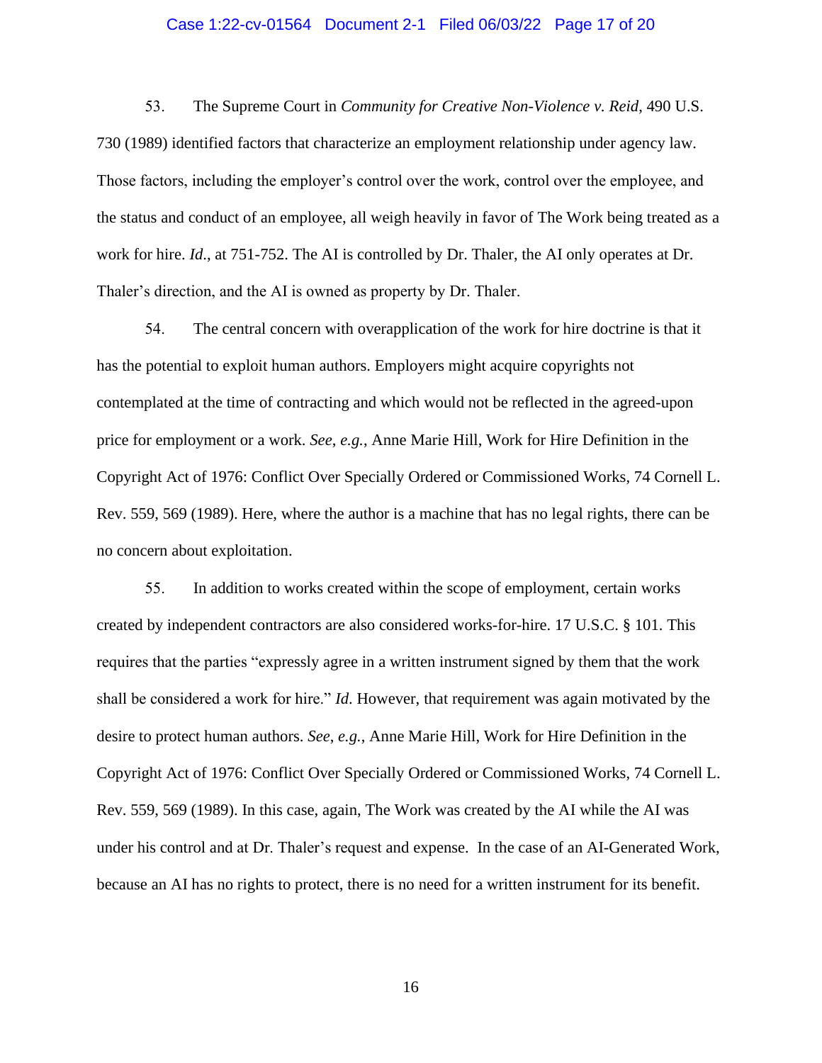53. The Supreme Court in *Community for Creative Non-Violence v. Reid*, 490 U.S. 730 (1989) identified factors that characterize an employment relationship under agency law. Those factors, including the employer's control over the work, control over the employee, and the status and conduct of an employee, all weigh heavily in favor of The Work being treated as a work for hire. *Id*., at 751-752. The AI is controlled by Dr. Thaler, the AI only operates at Dr. Thaler's direction, and the AI is owned as property by Dr. Thaler.

54. The central concern with overapplication of the work for hire doctrine is that it has the potential to exploit human authors. Employers might acquire copyrights not contemplated at the time of contracting and which would not be reflected in the agreed-upon price for employment or a work. *See, e.g.*, Anne Marie Hill, Work for Hire Definition in the Copyright Act of 1976: Conflict Over Specially Ordered or Commissioned Works, 74 Cornell L. Rev. 559, 569 (1989). Here, where the author is a machine that has no legal rights, there can be no concern about exploitation.

55. In addition to works created within the scope of employment, certain works created by independent contractors are also considered works-for-hire. 17 U.S.C. § 101. This requires that the parties "expressly agree in a written instrument signed by them that the work shall be considered a work for hire." *Id.* However, that requirement was again motivated by the desire to protect human authors. *See, e.g.*, Anne Marie Hill, Work for Hire Definition in the Copyright Act of 1976: Conflict Over Specially Ordered or Commissioned Works, 74 Cornell L. Rev. 559, 569 (1989). In this case, again, The Work was created by the AI while the AI was under his control and at Dr. Thaler's request and expense. In the case of an AI-Generated Work, because an AI has no rights to protect, there is no need for a written instrument for its benefit.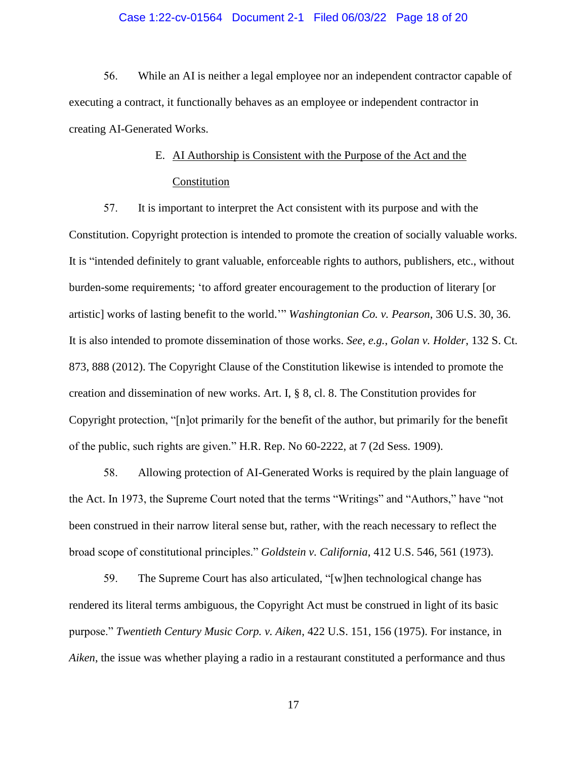56. While an AI is neither a legal employee nor an independent contractor capable of executing a contract, it functionally behaves as an employee or independent contractor in creating AI-Generated Works.

### E. <u>AI Authorship is Consistent with the Purpose of the Act and the Constitution</u>

57. It is important to interpret the Act consistent with its purpose and with the Constitution. Copyright protection is intended to promote the creation of socially valuable works. It is "intended definitely to grant valuable, enforceable rights to authors, publishers, etc., without burden-some requirements; 'to afford greater encouragement to the production of literary [or artistic] works of lasting benefit to the world.'" *Washingtonian Co. v. Pearson*, 306 U.S. 30, 36. It is also intended to promote dissemination of those works. *See, e.g.*, *Golan v. Holder*, 132 S. Ct. 873, 888 (2012). The Copyright Clause of the Constitution likewise is intended to promote the creation and dissemination of new works. Art. I, § 8, cl. 8. The Constitution provides for Copyright protection, "[n]ot primarily for the benefit of the author, but primarily for the benefit of the public, such rights are given." H.R. Rep. No 60-2222, at 7 (2d Sess. 1909).

58. Allowing protection of AI-Generated Works is required by the plain language of the Act. In 1973, the Supreme Court noted that the terms "Writings" and "Authors," have "not been construed in their narrow literal sense but, rather, with the reach necessary to reflect the broad scope of constitutional principles." *Goldstein v. California*, 412 U.S. 546, 561 (1973).

59. The Supreme Court has also articulated, "[w]hen technological change has rendered its literal terms ambiguous, the Copyright Act must be construed in light of its basic purpose." *Twentieth Century Music Corp. v. Aiken*, 422 U.S. 151, 156 (1975). For instance, in *Aiken*, the issue was whether playing a radio in a restaurant constituted a performance and thus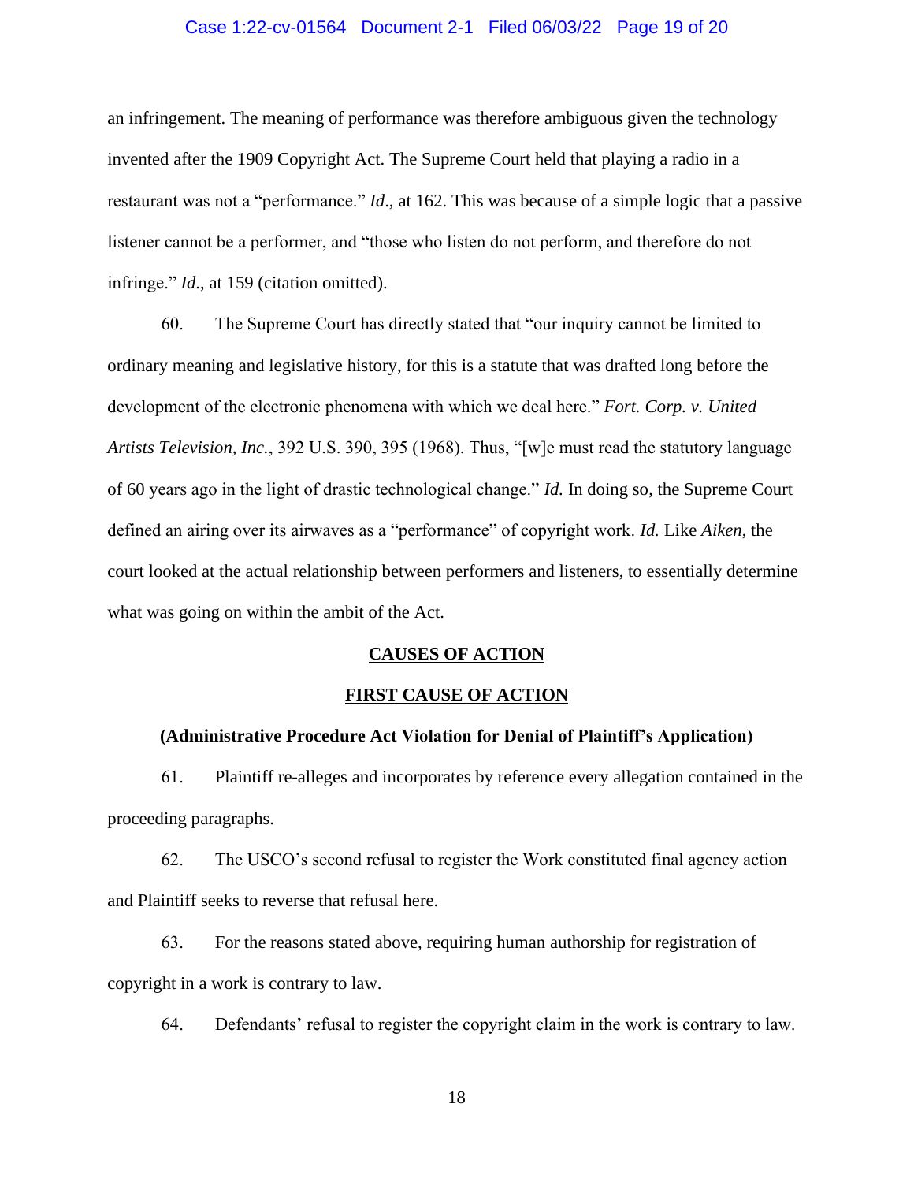an infringement. The meaning of performance was therefore ambiguous given the technology invented after the 1909 Copyright Act. The Supreme Court held that playing a radio in a restaurant was not a "performance." *Id*., at 162. This was because of a simple logic that a passive listener cannot be a performer, and "those who listen do not perform, and therefore do not infringe." *Id*., at 159 (citation omitted).

60. The Supreme Court has directly stated that "our inquiry cannot be limited to ordinary meaning and legislative history, for this is a statute that was drafted long before the development of the electronic phenomena with which we deal here." *Fort. Corp. v. United Artists Television, Inc.*, 392 U.S. 390, 395 (1968). Thus, "[w]e must read the statutory language of 60 years ago in the light of drastic technological change." *Id.* In doing so, the Supreme Court defined an airing over its airwaves as a "performance" of copyright work. *Id.* Like *Aiken*, the court looked at the actual relationship between performers and listeners, to essentially determine what was going on within the ambit of the Act.

## CAUSES OF ACTION

## FIRST CAUSE OF ACTION

### (Administrative Procedure Act Violation for Denial of Plaintiff's Application)

61. Plaintiff re-alleges and incorporates by reference every allegation contained in the proceeding paragraphs.

62. The USCO's second refusal to register the Work constituted final agency action and Plaintiff seeks to reverse that refusal here.

63. For the reasons stated above, requiring human authorship for registration of copyright in a work is contrary to law.

64. Defendants' refusal to register the copyright claim in the work is contrary to law.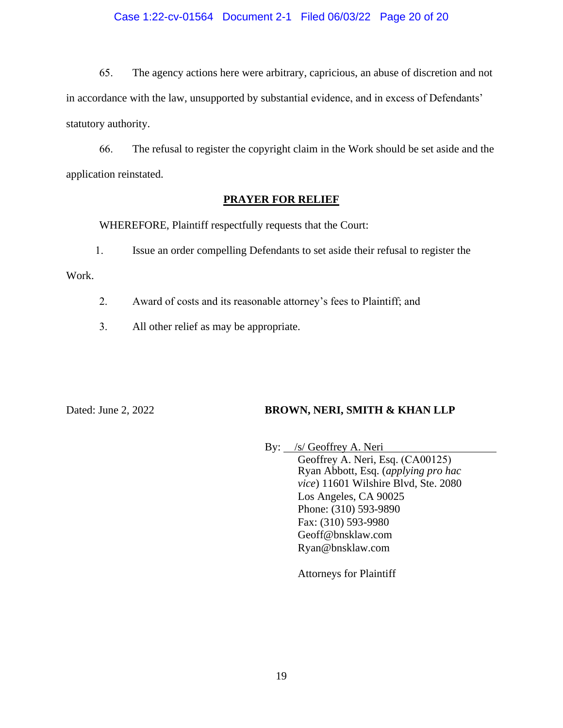65. The agency actions here were arbitrary, capricious, an abuse of discretion and not in accordance with the law, unsupported by substantial evidence, and in excess of Defendants' statutory authority.

66. The refusal to register the copyright claim in the Work should be set aside and the application reinstated.

## PRAYER FOR RELIEF

WHEREFORE, Plaintiff respectfully requests that the Court:

1. Issue an order compelling Defendants to set aside their refusal to register the Work.

2. Award of costs and its reasonable attorney's fees to Plaintiff; and

3. All other relief as may be appropriate.

Dated: June 2, 2022

**BROWN, NERI, SMITH & KHAN LLP**

By: /s/ Geoffrey A. Neri
Geoffrey A. Neri, Esq. (CA00125)
Ryan Abbott, Esq. (*applying pro hac vice*) 11601 Wilshire Blvd, Ste. 2080
Los Angeles, CA 90025
Phone: (310) 593-9890
Fax: (310) 593-9980
Geoff@bnsklaw.com
Ryan@bnsklaw.com

Attorneys for Plaintiff